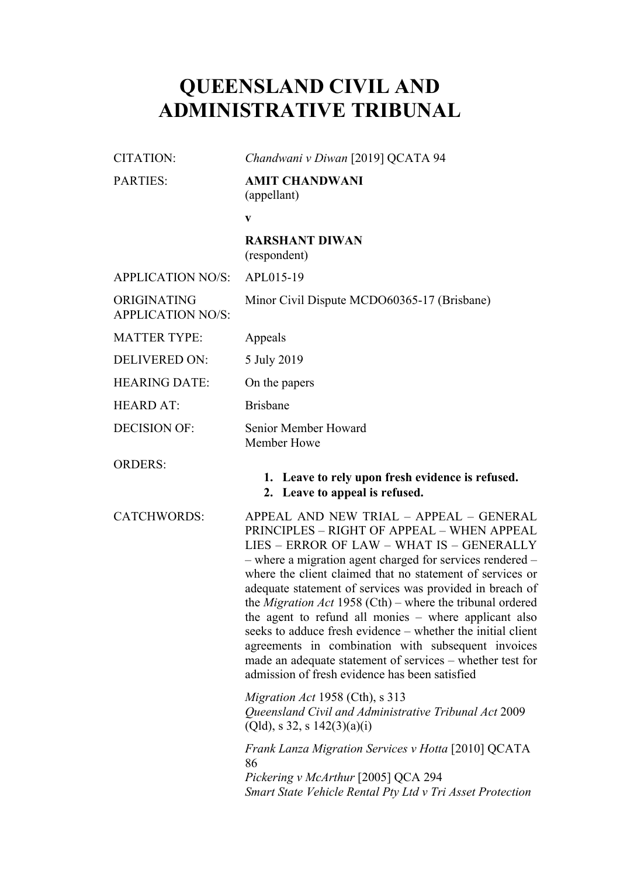# QUEENSLAND CIVIL AND ADMINISTRATIVE TRIBUNAL

| | |
|---|---|
| CITATION: | *Chandwani v Diwan* [2019] QCATA 94 |
| PARTIES: | **AMIT CHANDWANI**<br>(appellant)<br><br>**v**<br><br>**RARSHANT DIWAN**<br>(respondent) |
| APPLICATION NO/S: | APL015-19 |
| ORIGINATING APPLICATION NO/S: | Minor Civil Dispute MCDO60365-17 (Brisbane) |
| MATTER TYPE: | Appeals |
| DELIVERED ON: | 5 July 2019 |
| HEARING DATE: | On the papers |
| HEARD AT: | Brisbane |
| DECISION OF: | Senior Member Howard<br>Member Howe |
| ORDERS: | **1. Leave to rely upon fresh evidence is refused.**<br>**2. Leave to appeal is refused.** |
| CATCHWORDS: | APPEAL AND NEW TRIAL – APPEAL – GENERAL PRINCIPLES – RIGHT OF APPEAL – WHEN APPEAL LIES – ERROR OF LAW – WHAT IS – GENERALLY – where a migration agent charged for services rendered – where the client claimed that no statement of services or adequate statement of services was provided in breach of the *Migration Act* 1958 (Cth) – where the tribunal ordered the agent to refund all monies – where applicant also seeks to adduce fresh evidence – whether the initial client agreements in combination with subsequent invoices made an adequate statement of services – whether test for admission of fresh evidence has been satisfied<br><br>*Migration Act* 1958 (Cth), s 313<br>*Queensland Civil and Administrative Tribunal Act* 2009 (Qld), s 32, s 142(3)(a)(i)<br><br>*Frank Lanza Migration Services v Hotta* [2010] QCATA 86<br>*Pickering v McArthur* [2005] QCA 294<br>*Smart State Vehicle Rental Pty Ltd v Tri Asset Protection* |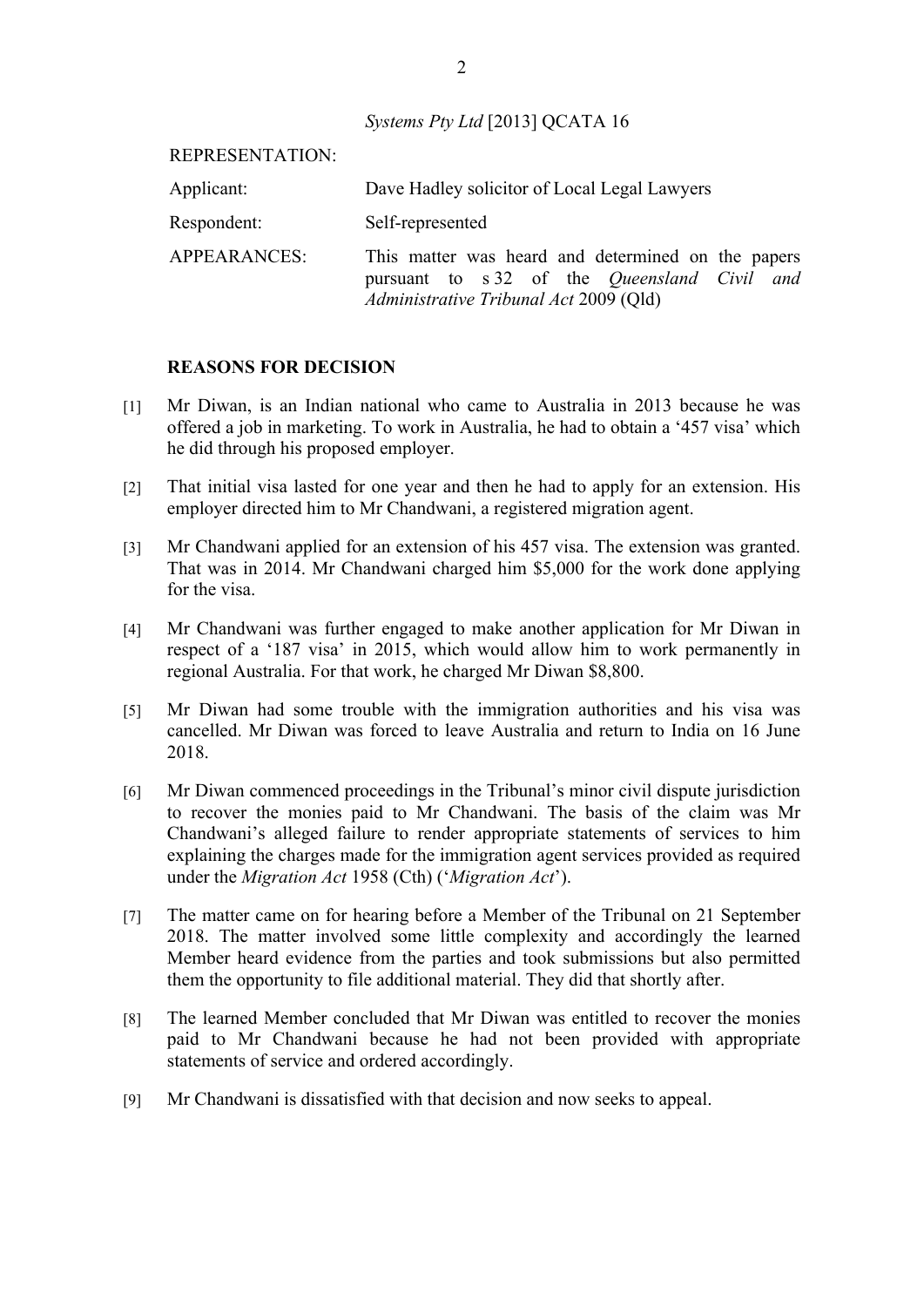*Systems Pty Ltd* [2013] QCATA 16

| | |
|---|---|
| REPRESENTATION: | |
| Applicant: | Dave Hadley solicitor of Local Legal Lawyers |
| Respondent: | Self-represented |
| APPEARANCES: | This matter was heard and determined on the papers pursuant to s 32 of the *Queensland Civil and Administrative Tribunal Act* 2009 (Qld) |

## REASONS FOR DECISION

[1] Mr Diwan, is an Indian national who came to Australia in 2013 because he was offered a job in marketing. To work in Australia, he had to obtain a '457 visa' which he did through his proposed employer.

[2] That initial visa lasted for one year and then he had to apply for an extension. His employer directed him to Mr Chandwani, a registered migration agent.

[3] Mr Chandwani applied for an extension of his 457 visa. The extension was granted. That was in 2014. Mr Chandwani charged him $5,000 for the work done applying for the visa.

[4] Mr Chandwani was further engaged to make another application for Mr Diwan in respect of a '187 visa' in 2015, which would allow him to work permanently in regional Australia. For that work, he charged Mr Diwan $8,800.

[5] Mr Diwan had some trouble with the immigration authorities and his visa was cancelled. Mr Diwan was forced to leave Australia and return to India on 16 June 2018.

[6] Mr Diwan commenced proceedings in the Tribunal's minor civil dispute jurisdiction to recover the monies paid to Mr Chandwani. The basis of the claim was Mr Chandwani's alleged failure to render appropriate statements of services to him explaining the charges made for the immigration agent services provided as required under the *Migration Act* 1958 (Cth) ('*Migration Act*').

[7] The matter came on for hearing before a Member of the Tribunal on 21 September 2018. The matter involved some little complexity and accordingly the learned Member heard evidence from the parties and took submissions but also permitted them the opportunity to file additional material. They did that shortly after.

[8] The learned Member concluded that Mr Diwan was entitled to recover the monies paid to Mr Chandwani because he had not been provided with appropriate statements of service and ordered accordingly.

[9] Mr Chandwani is dissatisfied with that decision and now seeks to appeal.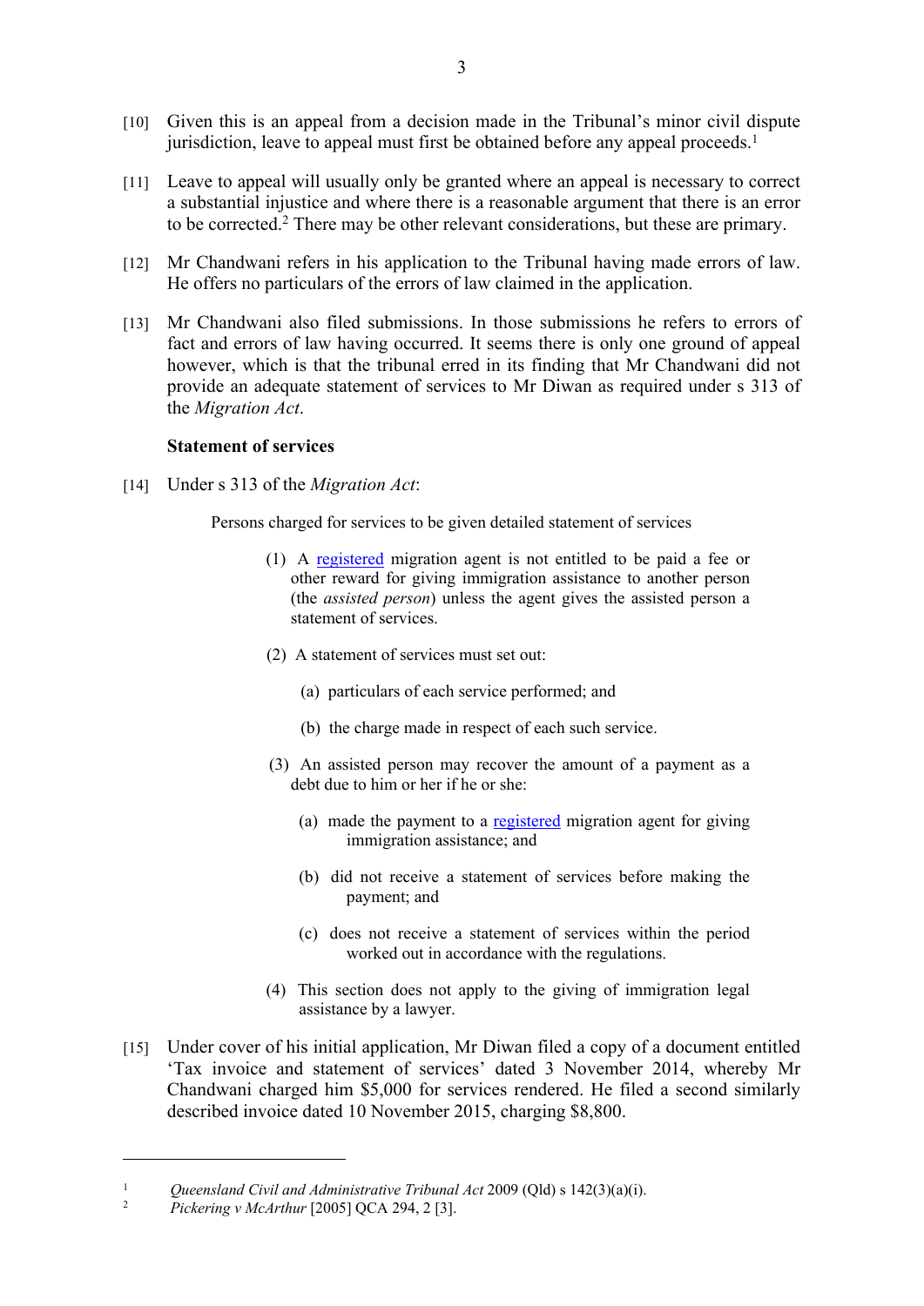[10] Given this is an appeal from a decision made in the Tribunal's minor civil dispute jurisdiction, leave to appeal must first be obtained before any appeal proceeds.[1]

[11] Leave to appeal will usually only be granted where an appeal is necessary to correct a substantial injustice and where there is a reasonable argument that there is an error to be corrected.[2] There may be other relevant considerations, but these are primary.

[12] Mr Chandwani refers in his application to the Tribunal having made errors of law. He offers no particulars of the errors of law claimed in the application.

[13] Mr Chandwani also filed submissions. In those submissions he refers to errors of fact and errors of law having occurred. It seems there is only one ground of appeal however, which is that the tribunal erred in its finding that Mr Chandwani did not provide an adequate statement of services to Mr Diwan as required under s 313 of the *Migration Act*.

**Statement of services**

[14] Under s 313 of the *Migration Act*:

> Persons charged for services to be given detailed statement of services
>
> (1) A registered migration agent is not entitled to be paid a fee or other reward for giving immigration assistance to another person (the *assisted person*) unless the agent gives the assisted person a statement of services.
>
> (2) A statement of services must set out:
>
> (a) particulars of each service performed; and
>
> (b) the charge made in respect of each such service.
>
> (3) An assisted person may recover the amount of a payment as a debt due to him or her if he or she:
>
> (a) made the payment to a registered migration agent for giving immigration assistance; and
>
> (b) did not receive a statement of services before making the payment; and
>
> (c) does not receive a statement of services within the period worked out in accordance with the regulations.
>
> (4) This section does not apply to the giving of immigration legal assistance by a lawyer.

[15] Under cover of his initial application, Mr Diwan filed a copy of a document entitled 'Tax invoice and statement of services' dated 3 November 2014, whereby Mr Chandwani charged him $5,000 for services rendered. He filed a second similarly described invoice dated 10 November 2015, charging $8,800.

---

[1] *Queensland Civil and Administrative Tribunal Act* 2009 (Qld) s 142(3)(a)(i).

[2] *Pickering v McArthur* [2005] QCA 294, 2 [3].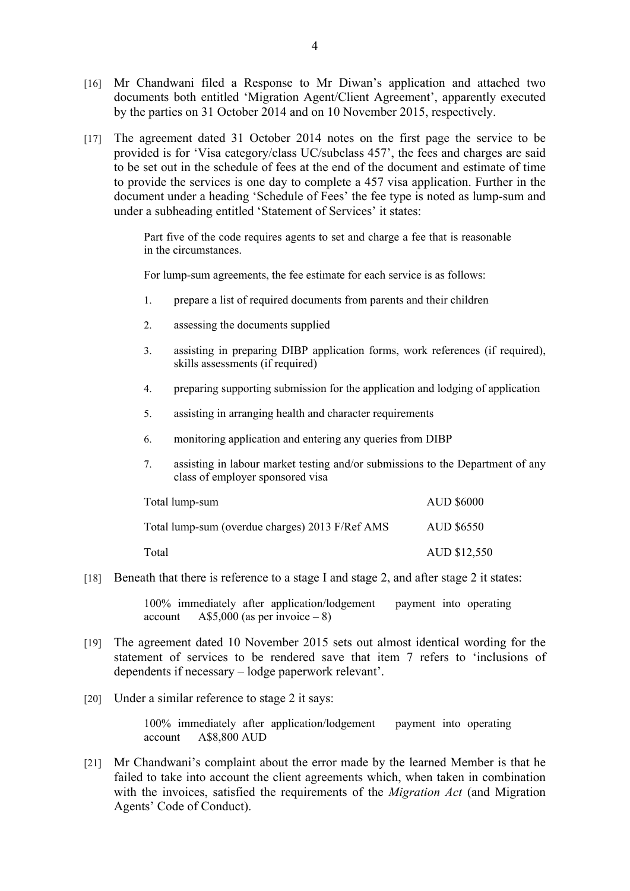[16] Mr Chandwani filed a Response to Mr Diwan's application and attached two documents both entitled 'Migration Agent/Client Agreement', apparently executed by the parties on 31 October 2014 and on 10 November 2015, respectively.

[17] The agreement dated 31 October 2014 notes on the first page the service to be provided is for 'Visa category/class UC/subclass 457', the fees and charges are said to be set out in the schedule of fees at the end of the document and estimate of time to provide the services is one day to complete a 457 visa application. Further in the document under a heading 'Schedule of Fees' the fee type is noted as lump-sum and under a subheading entitled 'Statement of Services' it states:

> Part five of the code requires agents to set and charge a fee that is reasonable in the circumstances.
>
> For lump-sum agreements, the fee estimate for each service is as follows:
>
> 1. prepare a list of required documents from parents and their children
> 2. assessing the documents supplied
> 3. assisting in preparing DIBP application forms, work references (if required), skills assessments (if required)
> 4. preparing supporting submission for the application and lodging of application
> 5. assisting in arranging health and character requirements
> 6. monitoring application and entering any queries from DIBP
> 7. assisting in labour market testing and/or submissions to the Department of any class of employer sponsored visa
>
> | | |
> |---|---|
> | Total lump-sum | AUD $6000 |
> | Total lump-sum (overdue charges) 2013 F/Ref AMS | AUD $6550 |
> | Total | AUD $12,550 |

[18] Beneath that there is reference to a stage I and stage 2, and after stage 2 it states:

> 100% immediately after application/lodgement payment into operating account A$5,000 (as per invoice – 8)

[19] The agreement dated 10 November 2015 sets out almost identical wording for the statement of services to be rendered save that item 7 refers to 'inclusions of dependents if necessary – lodge paperwork relevant'.

[20] Under a similar reference to stage 2 it says:

> 100% immediately after application/lodgement payment into operating account A$8,800 AUD

[21] Mr Chandwani's complaint about the error made by the learned Member is that he failed to take into account the client agreements which, when taken in combination with the invoices, satisfied the requirements of the *Migration Act* (and Migration Agents' Code of Conduct).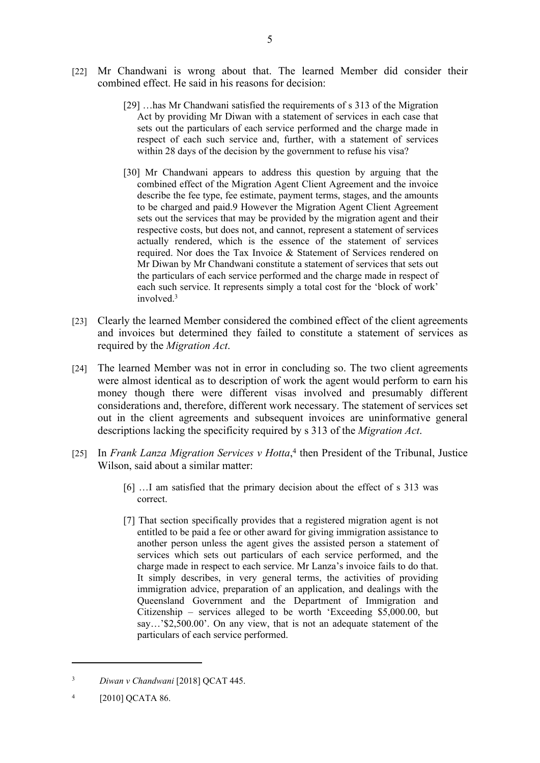[22] Mr Chandwani is wrong about that. The learned Member did consider their combined effect. He said in his reasons for decision:

> [29] …has Mr Chandwani satisfied the requirements of s 313 of the Migration Act by providing Mr Diwan with a statement of services in each case that sets out the particulars of each service performed and the charge made in respect of each such service and, further, with a statement of services within 28 days of the decision by the government to refuse his visa?
>
> [30] Mr Chandwani appears to address this question by arguing that the combined effect of the Migration Agent Client Agreement and the invoice describe the fee type, fee estimate, payment terms, stages, and the amounts to be charged and paid.9 However the Migration Agent Client Agreement sets out the services that may be provided by the migration agent and their respective costs, but does not, and cannot, represent a statement of services actually rendered, which is the essence of the statement of services required. Nor does the Tax Invoice & Statement of Services rendered on Mr Diwan by Mr Chandwani constitute a statement of services that sets out the particulars of each service performed and the charge made in respect of each such service. It represents simply a total cost for the 'block of work' involved.[3]

[23] Clearly the learned Member considered the combined effect of the client agreements and invoices but determined they failed to constitute a statement of services as required by the *Migration Act*.

[24] The learned Member was not in error in concluding so. The two client agreements were almost identical as to description of work the agent would perform to earn his money though there were different visas involved and presumably different considerations and, therefore, different work necessary. The statement of services set out in the client agreements and subsequent invoices are uninformative general descriptions lacking the specificity required by s 313 of the *Migration Act*.

[25] In *Frank Lanza Migration Services v Hotta*,[4] then President of the Tribunal, Justice Wilson, said about a similar matter:

> [6] …I am satisfied that the primary decision about the effect of s 313 was correct.
>
> [7] That section specifically provides that a registered migration agent is not entitled to be paid a fee or other award for giving immigration assistance to another person unless the agent gives the assisted person a statement of services which sets out particulars of each service performed, and the charge made in respect to each service. Mr Lanza's invoice fails to do that. It simply describes, in very general terms, the activities of providing immigration advice, preparation of an application, and dealings with the Queensland Government and the Department of Immigration and Citizenship – services alleged to be worth 'Exceeding $5,000.00, but say…'$2,500.00'. On any view, that is not an adequate statement of the particulars of each service performed.

---

[3] *Diwan v Chandwani* [2018] QCAT 445.

[4] [2010] QCATA 86.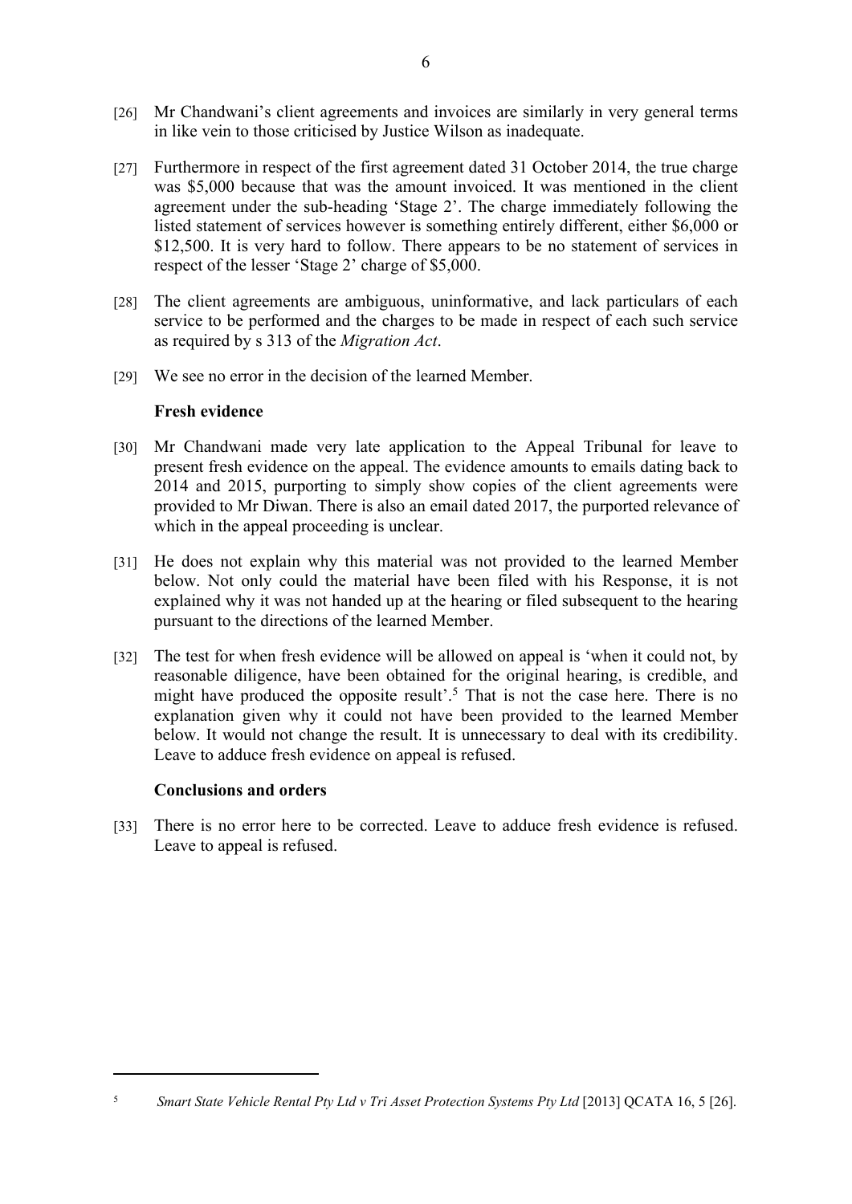[26] Mr Chandwani's client agreements and invoices are similarly in very general terms in like vein to those criticised by Justice Wilson as inadequate.

[27] Furthermore in respect of the first agreement dated 31 October 2014, the true charge was $5,000 because that was the amount invoiced. It was mentioned in the client agreement under the sub-heading 'Stage 2'. The charge immediately following the listed statement of services however is something entirely different, either $6,000 or $12,500. It is very hard to follow. There appears to be no statement of services in respect of the lesser 'Stage 2' charge of $5,000.

[28] The client agreements are ambiguous, uninformative, and lack particulars of each service to be performed and the charges to be made in respect of each such service as required by s 313 of the *Migration Act*.

[29] We see no error in the decision of the learned Member.

**Fresh evidence**

[30] Mr Chandwani made very late application to the Appeal Tribunal for leave to present fresh evidence on the appeal. The evidence amounts to emails dating back to 2014 and 2015, purporting to simply show copies of the client agreements were provided to Mr Diwan. There is also an email dated 2017, the purported relevance of which in the appeal proceeding is unclear.

[31] He does not explain why this material was not provided to the learned Member below. Not only could the material have been filed with his Response, it is not explained why it was not handed up at the hearing or filed subsequent to the hearing pursuant to the directions of the learned Member.

[32] The test for when fresh evidence will be allowed on appeal is 'when it could not, by reasonable diligence, have been obtained for the original hearing, is credible, and might have produced the opposite result'.[5] That is not the case here. There is no explanation given why it could not have been provided to the learned Member below. It would not change the result. It is unnecessary to deal with its credibility. Leave to adduce fresh evidence on appeal is refused.

**Conclusions and orders**

[33] There is no error here to be corrected. Leave to adduce fresh evidence is refused. Leave to appeal is refused.

---

[5] *Smart State Vehicle Rental Pty Ltd v Tri Asset Protection Systems Pty Ltd* [2013] QCATA 16, 5 [26].